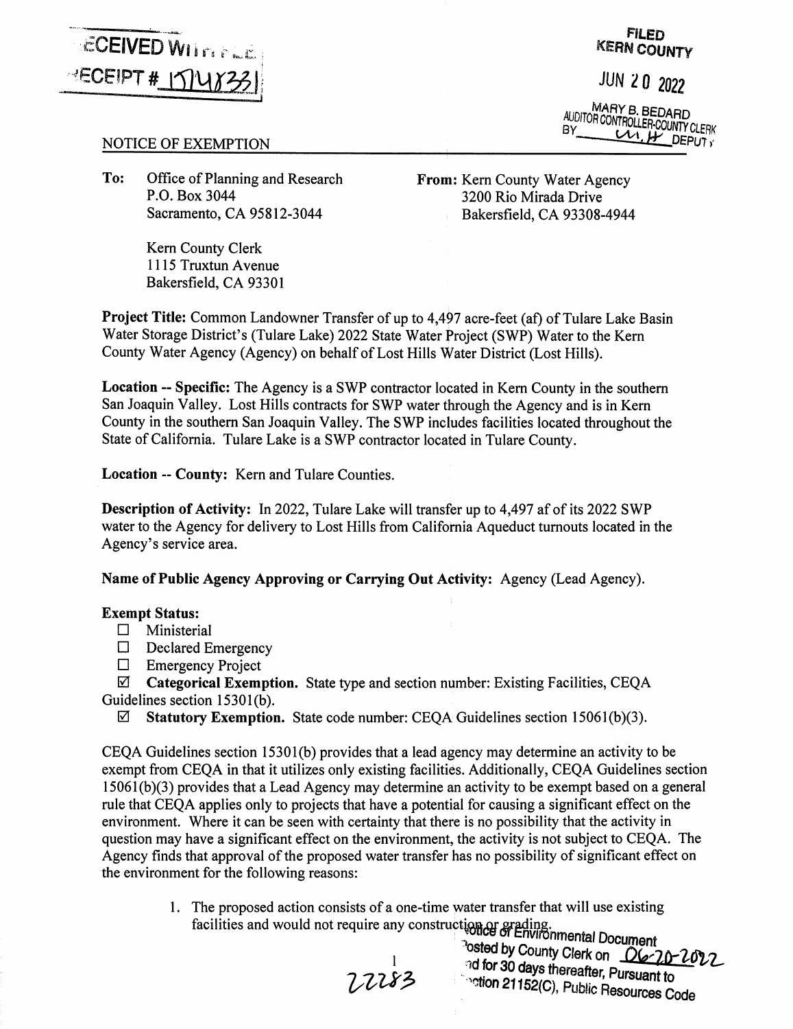ECEIVED WI...
ECEIPT # 1514X331

**FILED**
**KERN COUNTY**

JUN 20 2022

MARY B. BEDARD
AUDITOR CONTROLLER-COUNTY CLERK
BY ___ DEPUTY

## NOTICE OF EXEMPTION

**To:** Office of Planning and Research
P.O. Box 3044
Sacramento, CA 95812-3044

Kern County Clerk
1115 Truxtun Avenue
Bakersfield, CA 93301

**From:** Kern County Water Agency
3200 Rio Mirada Drive
Bakersfield, CA 93308-4944

**Project Title:** Common Landowner Transfer of up to 4,497 acre-feet (af) of Tulare Lake Basin Water Storage District's (Tulare Lake) 2022 State Water Project (SWP) Water to the Kern County Water Agency (Agency) on behalf of Lost Hills Water District (Lost Hills).

**Location -- Specific:** The Agency is a SWP contractor located in Kern County in the southern San Joaquin Valley. Lost Hills contracts for SWP water through the Agency and is in Kern County in the southern San Joaquin Valley. The SWP includes facilities located throughout the State of California. Tulare Lake is a SWP contractor located in Tulare County.

**Location -- County:** Kern and Tulare Counties.

**Description of Activity:** In 2022, Tulare Lake will transfer up to 4,497 af of its 2022 SWP water to the Agency for delivery to Lost Hills from California Aqueduct turnouts located in the Agency's service area.

**Name of Public Agency Approving or Carrying Out Activity:** Agency (Lead Agency).

**Exempt Status:**

- ☐ Ministerial
- ☐ Declared Emergency
- ☐ Emergency Project
- ☑ **Categorical Exemption.** State type and section number: Existing Facilities, CEQA Guidelines section 15301(b).
- ☑ **Statutory Exemption.** State code number: CEQA Guidelines section 15061(b)(3).

CEQA Guidelines section 15301(b) provides that a lead agency may determine an activity to be exempt from CEQA in that it utilizes only existing facilities. Additionally, CEQA Guidelines section 15061(b)(3) provides that a Lead Agency may determine an activity to be exempt based on a general rule that CEQA applies only to projects that have a potential for causing a significant effect on the environment. Where it can be seen with certainty that there is no possibility that the activity in question may have a significant effect on the environment, the activity is not subject to CEQA. The Agency finds that approval of the proposed water transfer has no possibility of significant effect on the environment for the following reasons:

1. The proposed action consists of a one-time water transfer that will use existing facilities and would not require any construction or grading.

Notice of Environmental Document
Posted by County Clerk on 06-20-2022
and for 30 days thereafter, Pursuant to
Section 21152(C), Public Resources Code

22283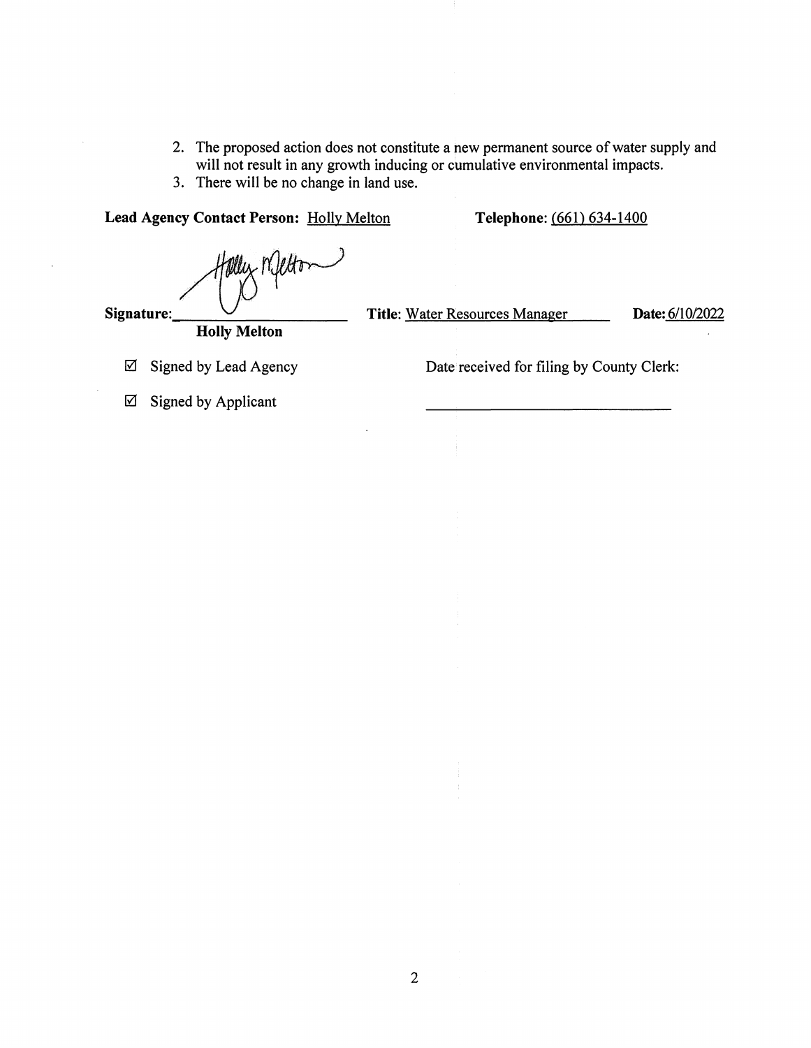2. The proposed action does not constitute a new permanent source of water supply and will not result in any growth inducing or cumulative environmental impacts.
3. There will be no change in land use.

**Lead Agency Contact Person:** Holly Melton **Telephone**: (661) 634-1400

**Signature:** ______________________ **Title**: Water Resources Manager **Date:** 6/10/2022

**Holly Melton**

☑ Signed by Lead Agency

☑ Signed by Applicant

Date received for filing by County Clerk:

______________________________